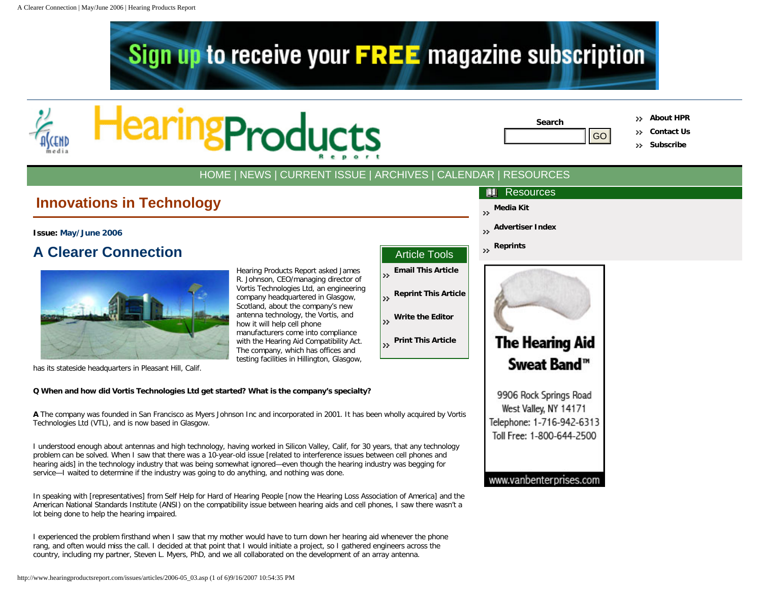# Innovations in Technology

**Issue:** May/June 2006

## A Clearer Connection

Hearing Products Report asked James R. Johnson, CEO/managing director of Vortis Technologies Ltd, an engineering company headquartered in Glasgow, Scotland, about the company's new antenna technology, the Vortis, and how it will help cell phone manufacturers come into compliance with the Hearing Aid Compatibility Act. The company, which has offices and testing facilities in Hillington, Glasgow, has its stateside headquarters in Pleasant Hill, Calif.

**Q When and how did Vortis Technologies Ltd get started? What is the company's specialty?**

**A** The company was founded in San Francisco as Myers Johnson Inc and incorporated in 2001. It has been wholly acquired by Vortis Technologies Ltd (VTL), and is now based in Glasgow.

I understood enough about antennas and high technology, having worked in Silicon Valley, Calif, for 30 years, that any technology problem can be solved. When I saw that there was a 10-year-old issue [related to interference issues between cell phones and hearing aids] in the technology industry that was being somewhat ignored—even though the hearing industry was begging for service—I waited to determine if the industry was going to do anything, and nothing was done.

In speaking with [representatives] from Self Help for Hard of Hearing People [now the Hearing Loss Association of America] and the American National Standards Institute (ANSI) on the compatibility issue between hearing aids and cell phones, I saw there wasn't a lot being done to help the hearing impaired.

I experienced the problem firsthand when I saw that my mother would have to turn down her hearing aid whenever the phone rang, and often would miss the call. I decided at that point that I would initiate a project, so I gathered engineers across the country, including my partner, Steven L. Myers, PhD, and we all collaborated on the development of an array antenna.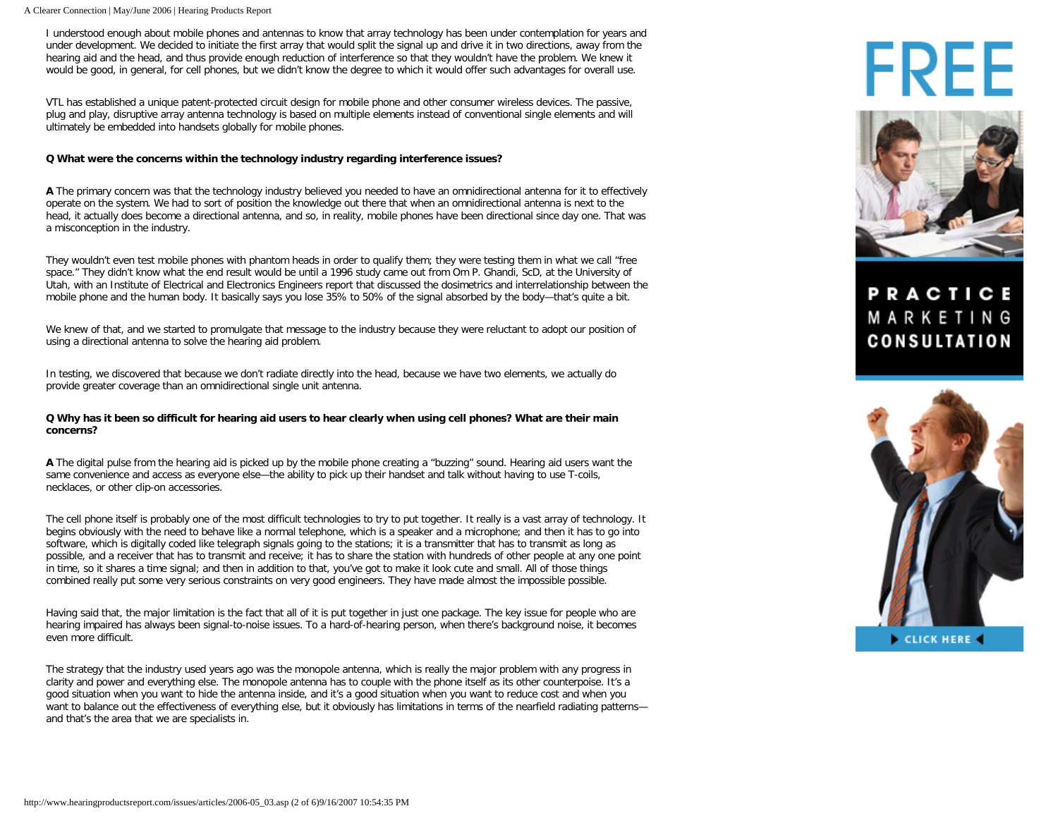I understood enough about mobile phones and antennas to know that array technology has been under contemplation for years and under development. We decided to initiate the first array that would split the signal up and drive it in two directions, away from the hearing aid and the head, and thus provide enough reduction of interference so that they wouldn't have the problem. We knew it would be good, in general, for cell phones, but we didn't know the degree to which it would offer such advantages for overall use.

VTL has established a unique patent-protected circuit design for mobile phone and other consumer wireless devices. The passive, plug and play, disruptive array antenna technology is based on multiple elements instead of conventional single elements and will ultimately be embedded into handsets globally for mobile phones.

**Q What were the concerns within the technology industry regarding interference issues?**

**A** The primary concern was that the technology industry believed you needed to have an omnidirectional antenna for it to effectively operate on the system. We had to sort of position the knowledge out there that when an omnidirectional antenna is next to the head, it actually does become a directional antenna, and so, in reality, mobile phones have been directional since day one. That was a misconception in the industry.

They wouldn't even test mobile phones with phantom heads in order to qualify them; they were testing them in what we call "free space." They didn't know what the end result would be until a 1996 study came out from Om P. Ghandi, ScD, at the University of Utah, with an Institute of Electrical and Electronics Engineers report that discussed the dosimetrics and interrelationship between the mobile phone and the human body. It basically says you lose 35% to 50% of the signal absorbed by the body—that's quite a bit.

We knew of that, and we started to promulgate that message to the industry because they were reluctant to adopt our position of using a directional antenna to solve the hearing aid problem.

In testing, we discovered that because we don't radiate directly into the head, because we have two elements, we actually do provide greater coverage than an omnidirectional single unit antenna.

**Q Why has it been so difficult for hearing aid users to hear clearly when using cell phones? What are their main concerns?**

**A** The digital pulse from the hearing aid is picked up by the mobile phone creating a "buzzing" sound. Hearing aid users want the same convenience and access as everyone else—the ability to pick up their handset and talk without having to use T-coils, necklaces, or other clip-on accessories.

The cell phone itself is probably one of the most difficult technologies to try to put together. It really is a vast array of technology. It begins obviously with the need to behave like a normal telephone, which is a speaker and a microphone; and then it has to go into software, which is digitally coded like telegraph signals going to the stations; it is a transmitter that has to transmit as long as possible, and a receiver that has to transmit and receive; it has to share the station with hundreds of other people at any one point in time, so it shares a time signal; and then in addition to that, you've got to make it look cute and small. All of those things combined really put some very serious constraints on very good engineers. They have made almost the impossible possible.

Having said that, the major limitation is the fact that all of it is put together in just one package. The key issue for people who are hearing impaired has always been signal-to-noise issues. To a hard-of-hearing person, when there's background noise, it becomes even more difficult.

The strategy that the industry used years ago was the monopole antenna, which is really the major problem with any progress in clarity and power and everything else. The monopole antenna has to couple with the phone itself as its other counterpoise. It's a good situation when you want to hide the antenna inside, and it's a good situation when you want to reduce cost and when you want to balance out the effectiveness of everything else, but it obviously has limitations in terms of the nearfield radiating patterns—and that's the area that we are specialists in.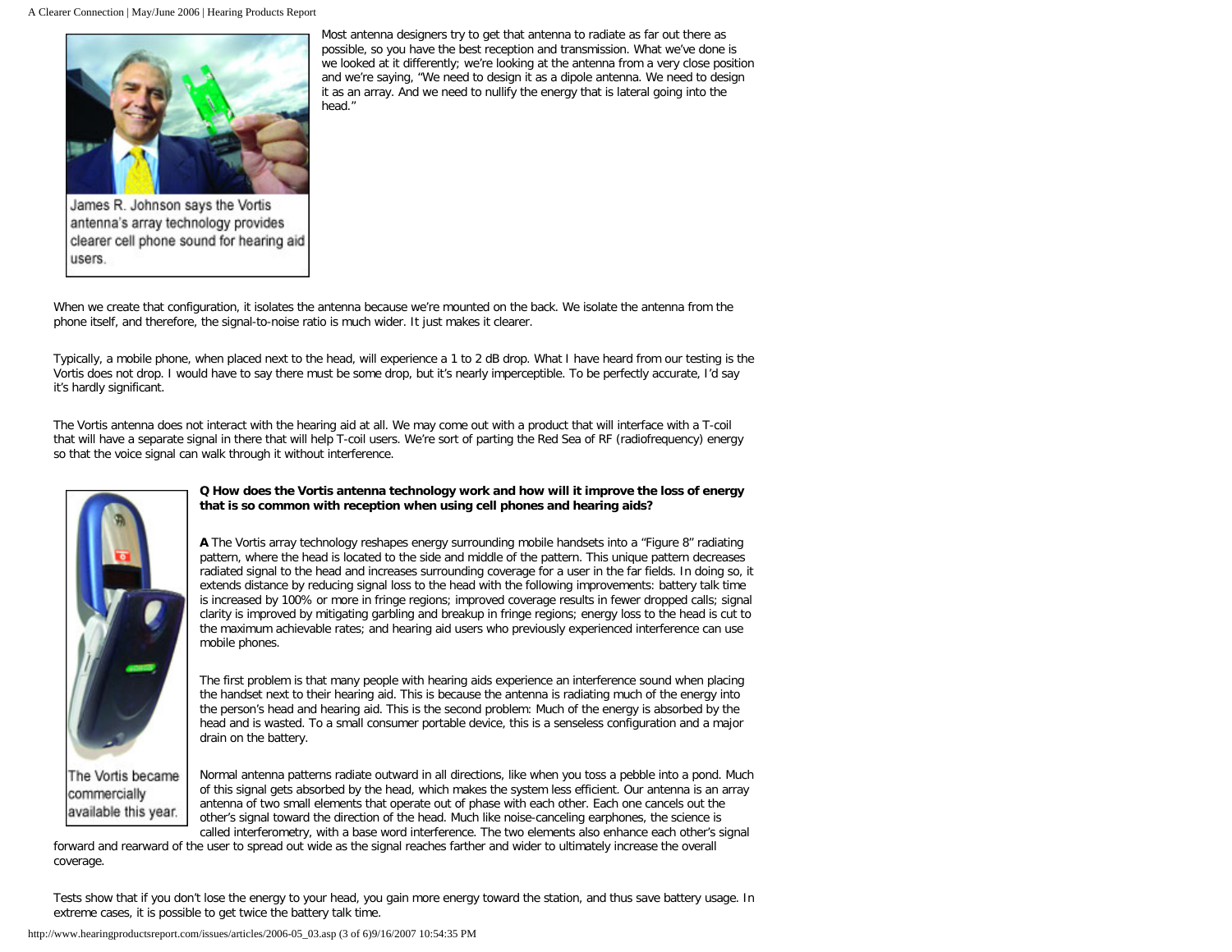Most antenna designers try to get that antenna to radiate as far out there as possible, so you have the best reception and transmission. What we've done is we looked at it differently; we're looking at the antenna from a very close position and we're saying, "We need to design it as a dipole antenna. We need to design it as an array. And we need to nullify the energy that is lateral going into the head."

James R. Johnson says the Vortis antenna's array technology provides clearer cell phone sound for hearing aid users.

When we create that configuration, it isolates the antenna because we're mounted on the back. We isolate the antenna from the phone itself, and therefore, the signal-to-noise ratio is much wider. It just makes it clearer.

Typically, a mobile phone, when placed next to the head, will experience a 1 to 2 dB drop. What I have heard from our testing is the Vortis does not drop. I would have to say there must be some drop, but it's nearly imperceptible. To be perfectly accurate, I'd say it's hardly significant.

The Vortis antenna does not interact with the hearing aid at all. We may come out with a product that will interface with a T-coil that will have a separate signal in there that will help T-coil users. We're sort of parting the Red Sea of RF (radiofrequency) energy so that the voice signal can walk through it without interference.

The Vortis became commercially available this year.

**Q How does the Vortis antenna technology work and how will it improve the loss of energy that is so common with reception when using cell phones and hearing aids?**

**A** The Vortis array technology reshapes energy surrounding mobile handsets into a "Figure 8" radiating pattern, where the head is located to the side and middle of the pattern. This unique pattern decreases radiated signal to the head and increases surrounding coverage for a user in the far fields. In doing so, it extends distance by reducing signal loss to the head with the following improvements: battery talk time is increased by 100% or more in fringe regions; improved coverage results in fewer dropped calls; signal clarity is improved by mitigating garbling and breakup in fringe regions; energy loss to the head is cut to the maximum achievable rates; and hearing aid users who previously experienced interference can use mobile phones.

The first problem is that many people with hearing aids experience an interference sound when placing the handset next to their hearing aid. This is because the antenna is radiating much of the energy into the person's head and hearing aid. This is the second problem: Much of the energy is absorbed by the head and is wasted. To a small consumer portable device, this is a senseless configuration and a major drain on the battery.

Normal antenna patterns radiate outward in all directions, like when you toss a pebble into a pond. Much of this signal gets absorbed by the head, which makes the system less efficient. Our antenna is an array antenna of two small elements that operate out of phase with each other. Each one cancels out the other's signal toward the direction of the head. Much like noise-canceling earphones, the science is called interferometry, with a base word interference. The two elements also enhance each other's signal forward and rearward of the user to spread out wide as the signal reaches farther and wider to ultimately increase the overall coverage.

Tests show that if you don't lose the energy to your head, you gain more energy toward the station, and thus save battery usage. In extreme cases, it is possible to get twice the battery talk time.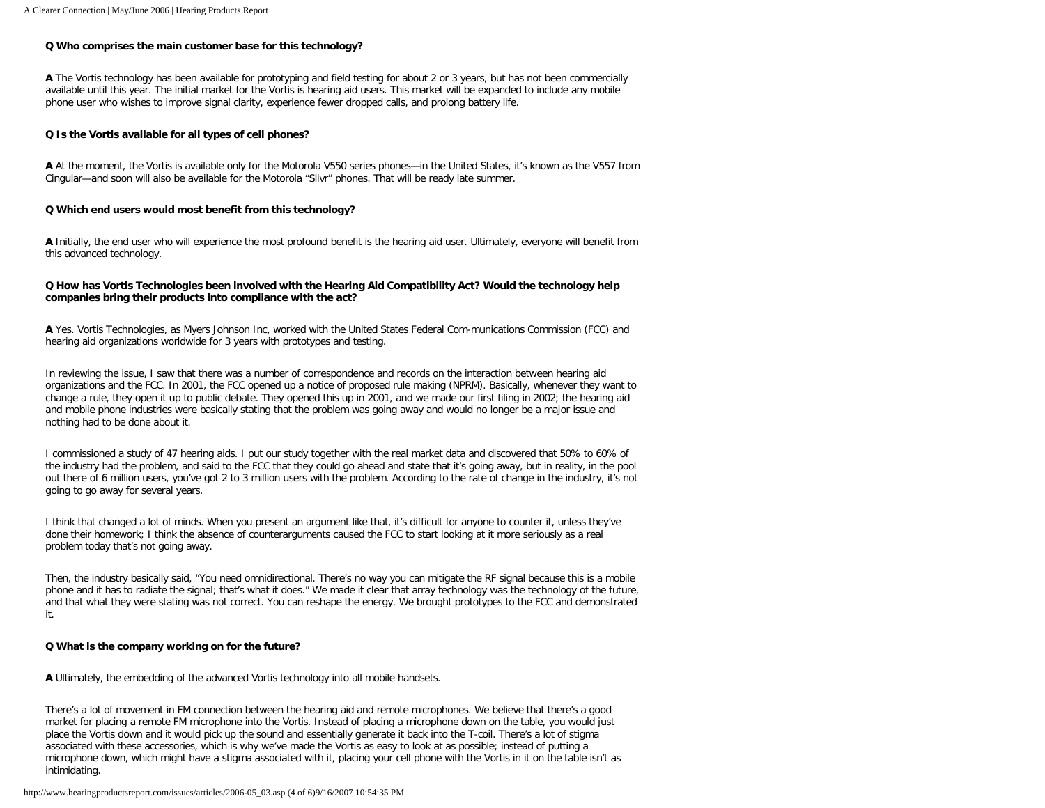**Q Who comprises the main customer base for this technology?**

**A** The Vortis technology has been available for prototyping and field testing for about 2 or 3 years, but has not been commercially available until this year. The initial market for the Vortis is hearing aid users. This market will be expanded to include any mobile phone user who wishes to improve signal clarity, experience fewer dropped calls, and prolong battery life.

**Q Is the Vortis available for all types of cell phones?**

**A** At the moment, the Vortis is available only for the Motorola V550 series phones—in the United States, it's known as the V557 from Cingular—and soon will also be available for the Motorola "Slivr" phones. That will be ready late summer.

**Q Which end users would most benefit from this technology?**

**A** Initially, the end user who will experience the most profound benefit is the hearing aid user. Ultimately, everyone will benefit from this advanced technology.

**Q How has Vortis Technologies been involved with the Hearing Aid Compatibility Act? Would the technology help companies bring their products into compliance with the act?**

**A** Yes. Vortis Technologies, as Myers Johnson Inc, worked with the United States Federal Com-munications Commission (FCC) and hearing aid organizations worldwide for 3 years with prototypes and testing.

In reviewing the issue, I saw that there was a number of correspondence and records on the interaction between hearing aid organizations and the FCC. In 2001, the FCC opened up a notice of proposed rule making (NPRM). Basically, whenever they want to change a rule, they open it up to public debate. They opened this up in 2001, and we made our first filing in 2002; the hearing aid and mobile phone industries were basically stating that the problem was going away and would no longer be a major issue and nothing had to be done about it.

I commissioned a study of 47 hearing aids. I put our study together with the real market data and discovered that 50% to 60% of the industry had the problem, and said to the FCC that they could go ahead and state that it's going away, but in reality, in the pool out there of 6 million users, you've got 2 to 3 million users with the problem. According to the rate of change in the industry, it's not going to go away for several years.

I think that changed a lot of minds. When you present an argument like that, it's difficult for anyone to counter it, unless they've done their homework; I think the absence of counterarguments caused the FCC to start looking at it more seriously as a real problem today that's not going away.

Then, the industry basically said, "You need omnidirectional. There's no way you can mitigate the RF signal because this is a mobile phone and it has to radiate the signal; that's what it does." We made it clear that array technology was the technology of the future, and that what they were stating was not correct. You can reshape the energy. We brought prototypes to the FCC and demonstrated it.

**Q What is the company working on for the future?**

**A** Ultimately, the embedding of the advanced Vortis technology into all mobile handsets.

There's a lot of movement in FM connection between the hearing aid and remote microphones. We believe that there's a good market for placing a remote FM microphone into the Vortis. Instead of placing a microphone down on the table, you would just place the Vortis down and it would pick up the sound and essentially generate it back into the T-coil. There's a lot of stigma associated with these accessories, which is why we've made the Vortis as easy to look at as possible; instead of putting a microphone down, which might have a stigma associated with it, placing your cell phone with the Vortis in it on the table isn't as intimidating.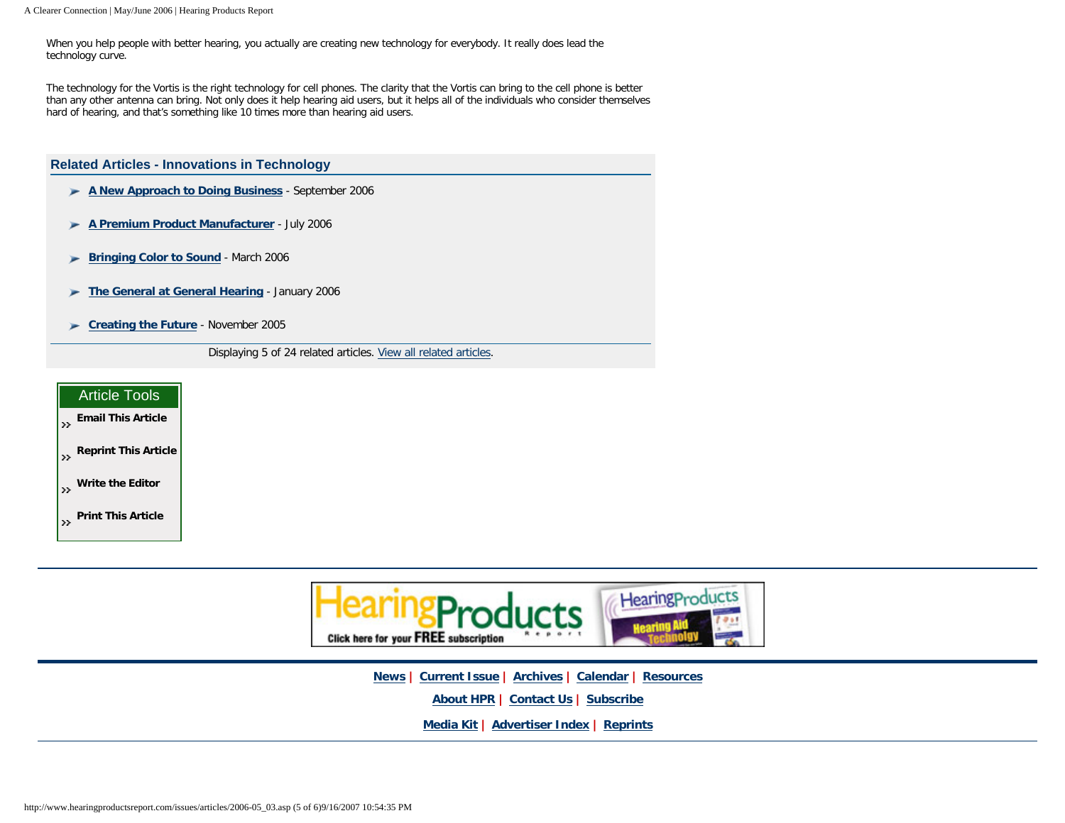When you help people with better hearing, you actually are creating new technology for everybody. It really does lead the technology curve.

The technology for the Vortis is the right technology for cell phones. The clarity that the Vortis can bring to the cell phone is better than any other antenna can bring. Not only does it help hearing aid users, but it helps all of the individuals who consider themselves hard of hearing, and that's something like 10 times more than hearing aid users.

### Related Articles - Innovations in Technology

- **A New Approach to Doing Business** - September 2006
- **A Premium Product Manufacturer** - July 2006
- **Bringing Color to Sound** - March 2006
- **The General at General Hearing** - January 2006
- **Creating the Future** - November 2005

Displaying 5 of 24 related articles. View all related articles.

**Article Tools**

- **Email This Article**
- **Reprint This Article**
- **Write the Editor**
- **Print This Article**

HearingProducts Report — Click here for your FREE subscription

**News** | **Current Issue** | **Archives** | **Calendar** | **Resources**

**About HPR** | **Contact Us** | **Subscribe**

**Media Kit** | **Advertiser Index** | **Reprints**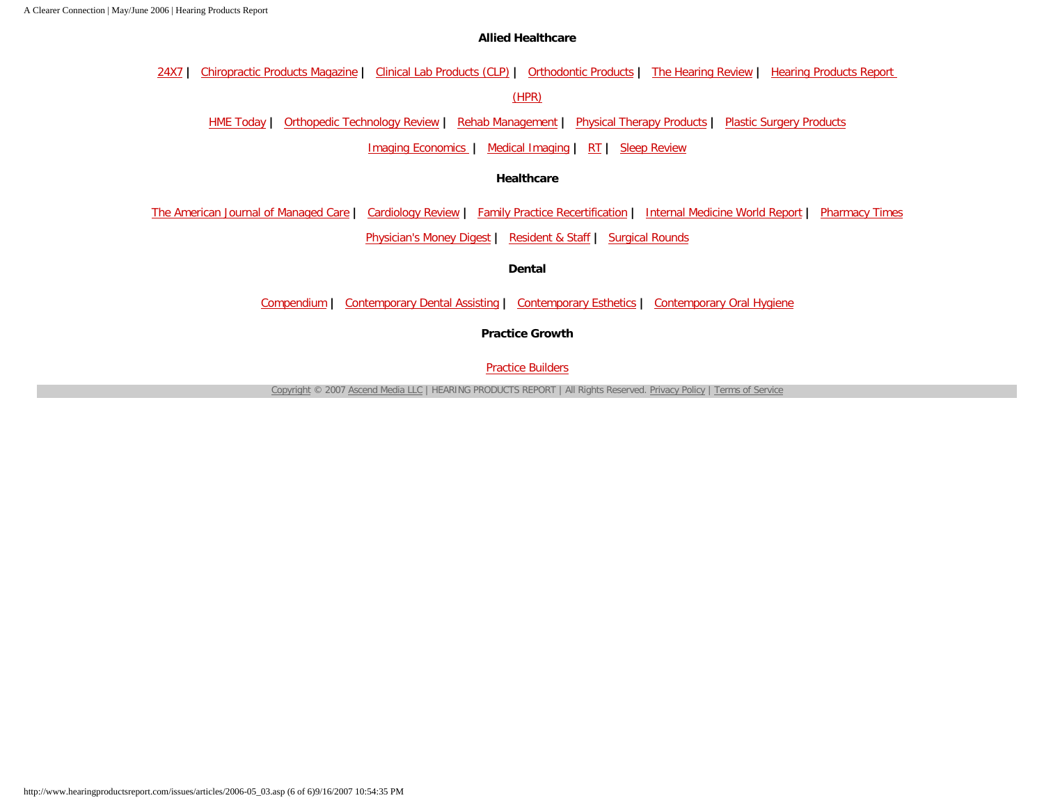**Allied Healthcare**

24X7 | Chiropractic Products Magazine | Clinical Lab Products (CLP) | Orthodontic Products | The Hearing Review | Hearing Products Report (HPR)

HME Today | Orthopedic Technology Review | Rehab Management | Physical Therapy Products | Plastic Surgery Products

Imaging Economics | Medical Imaging | RT | Sleep Review

**Healthcare**

The American Journal of Managed Care | Cardiology Review | Family Practice Recertification | Internal Medicine World Report | Pharmacy Times

Physician's Money Digest | Resident & Staff | Surgical Rounds

**Dental**

Compendium | Contemporary Dental Assisting | Contemporary Esthetics | Contemporary Oral Hygiene

**Practice Growth**

Practice Builders

Copyright © 2007 Ascend Media LLC | HEARING PRODUCTS REPORT | All Rights Reserved. Privacy Policy | Terms of Service